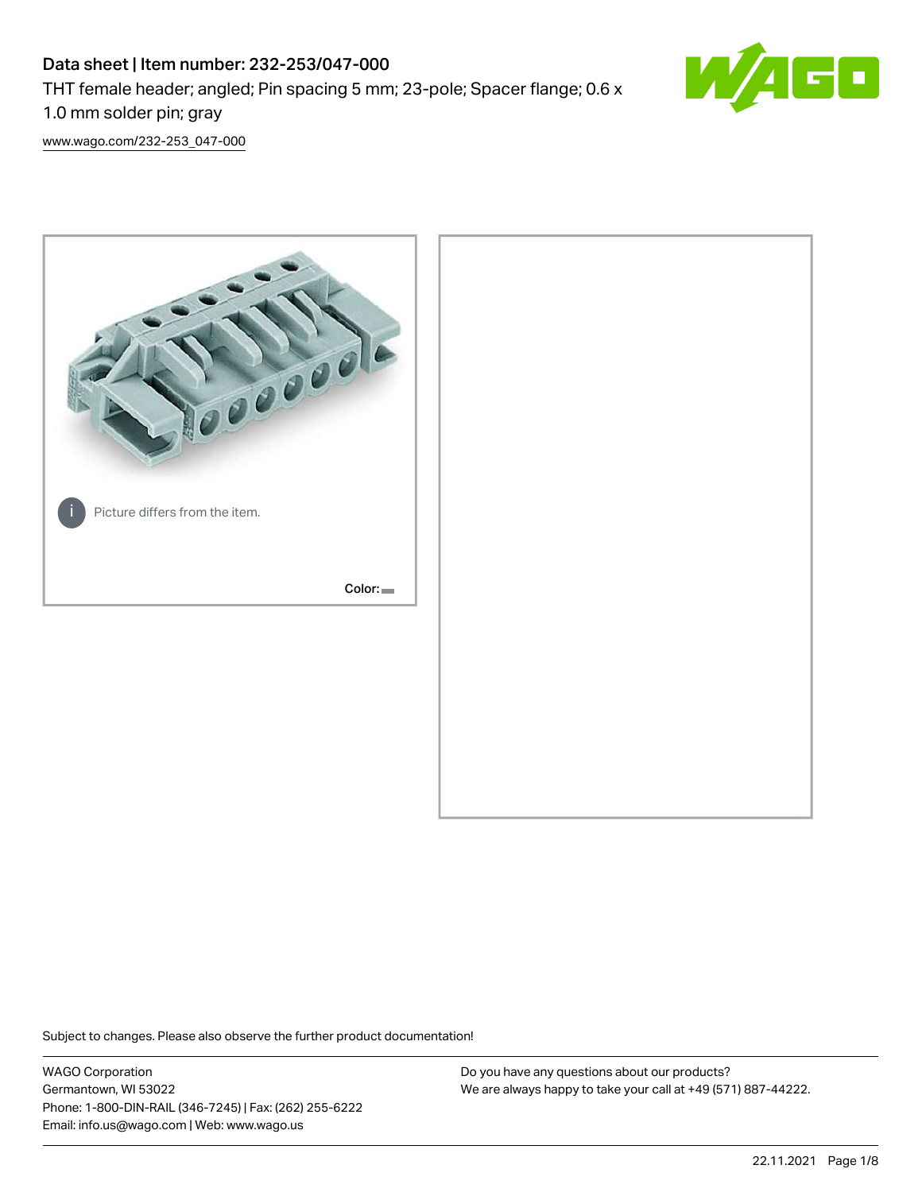# Data sheet | Item number: 232-253/047-000

THT female header; angled; Pin spacing 5 mm; 23-pole; Spacer flange; 0.6 x 1.0 mm solder pin; gray

www.wago.com/232-253_047-000

Picture differs from the item.

Color:

Subject to changes. Please also observe the further product documentation!

WAGO Corporation
Germantown, WI 53022
Phone: 1-800-DIN-RAIL (346-7245) | Fax: (262) 255-6222
Email: info.us@wago.com | Web: www.wago.us

Do you have any questions about our products?
We are always happy to take your call at +49 (571) 887-44222.

22.11.2021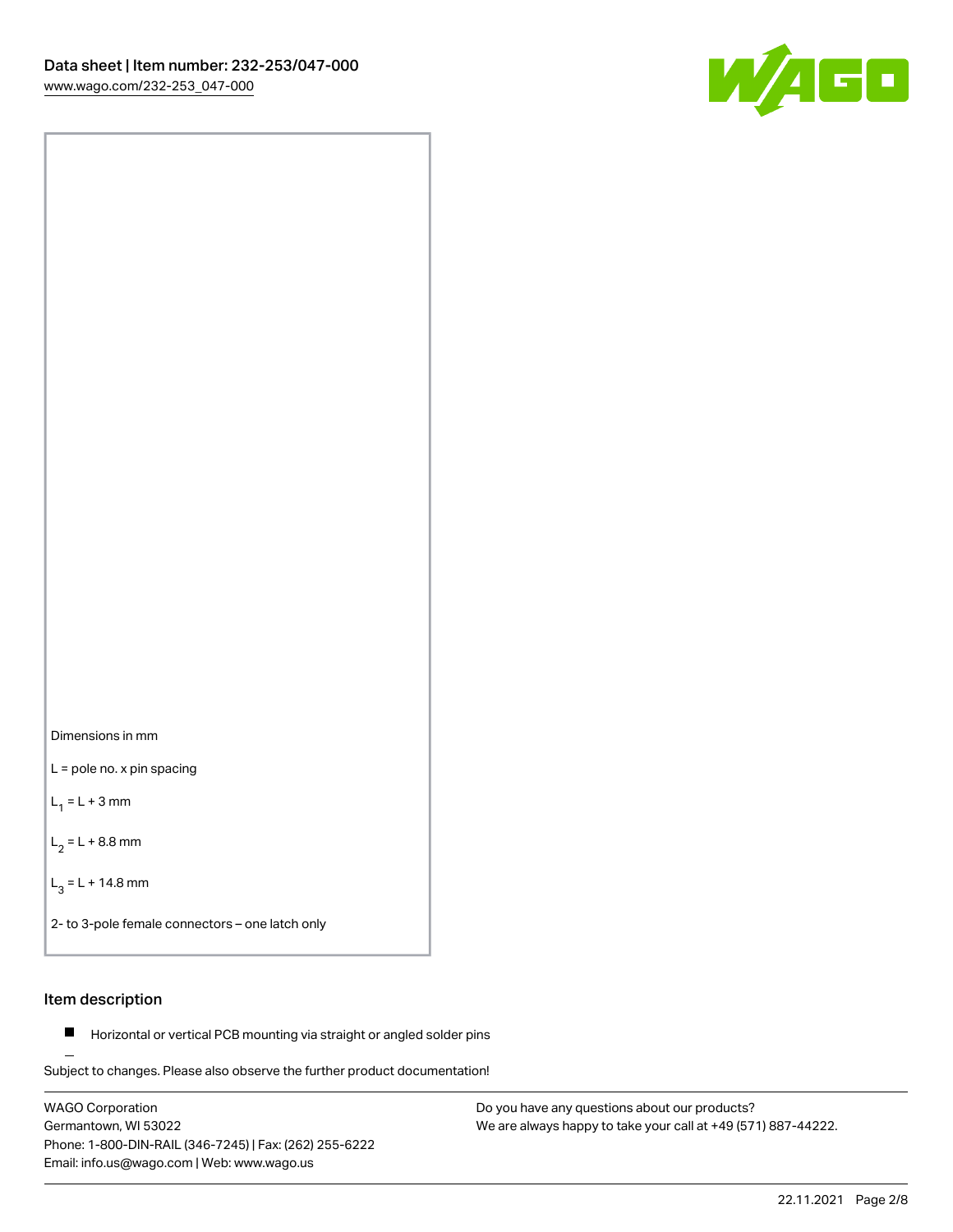Dimensions in mm

L = pole no. x pin spacing

$L_1$ = L + 3 mm

$L_2$ = L + 8.8 mm

$L_3$ = L + 14.8 mm

2- to 3-pole female connectors – one latch only

## Item description

- Horizontal or vertical PCB mounting via straight or angled solder pins

Subject to changes. Please also observe the further product documentation!

WAGO Corporation
Germantown, WI 53022
Phone: 1-800-DIN-RAIL (346-7245) | Fax: (262) 255-6222
Email: info.us@wago.com | Web: www.wago.us

Do you have any questions about our products?
We are always happy to take your call at +49 (571) 887-44222.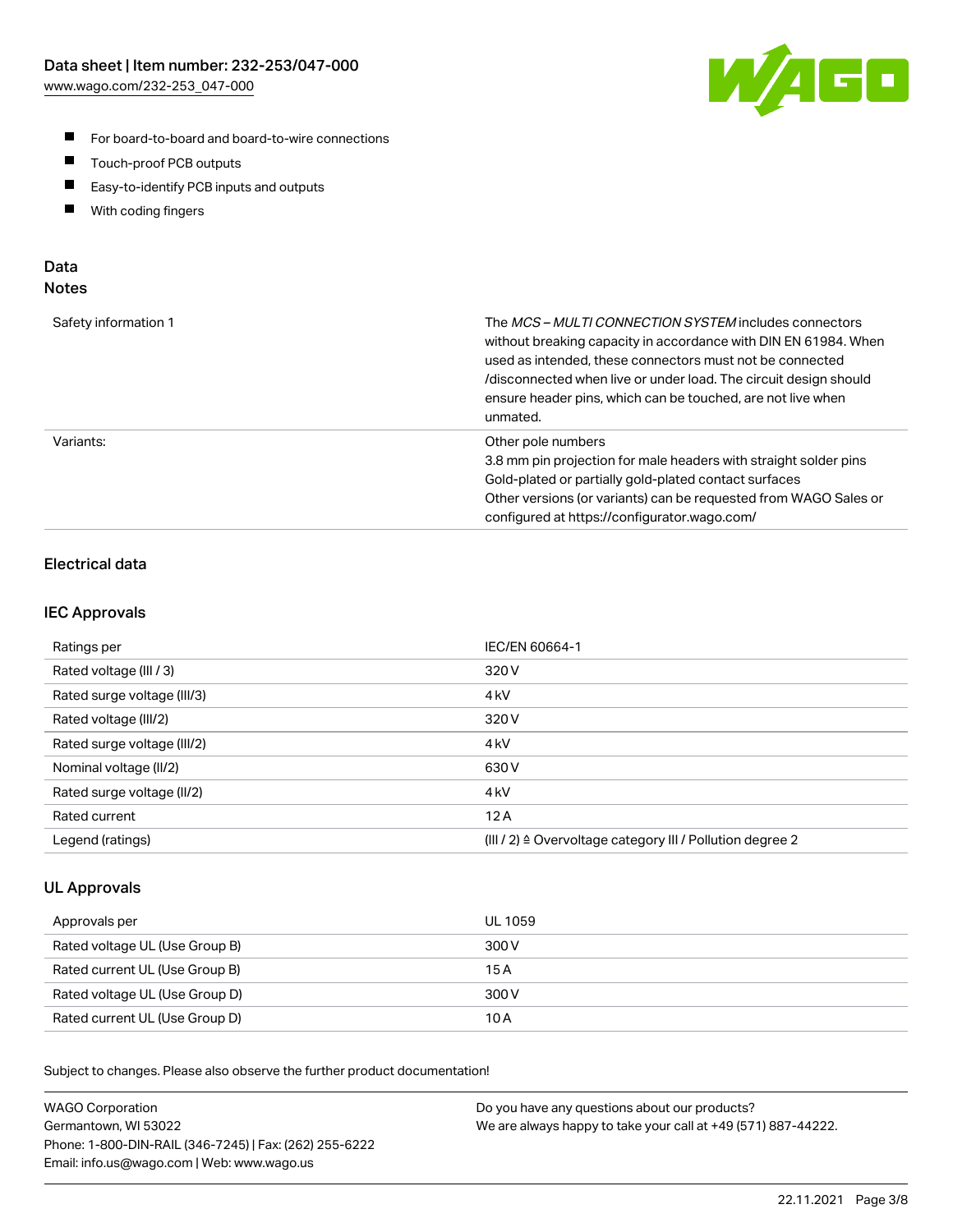- For board-to-board and board-to-wire connections
- Touch-proof PCB outputs
- Easy-to-identify PCB inputs and outputs
- With coding fingers

## Data
### Notes

| | |
|---|---|
| Safety information 1 | The *MCS – MULTI CONNECTION SYSTEM* includes connectors without breaking capacity in accordance with DIN EN 61984. When used as intended, these connectors must not be connected /disconnected when live or under load. The circuit design should ensure header pins, which can be touched, are not live when unmated. |
| Variants: | Other pole numbers<br>3.8 mm pin projection for male headers with straight solder pins<br>Gold-plated or partially gold-plated contact surfaces<br>Other versions (or variants) can be requested from WAGO Sales or configured at https://configurator.wago.com/ |

### Electrical data

### IEC Approvals

| | |
|---|---|
| Ratings per | IEC/EN 60664-1 |
| Rated voltage (III / 3) | 320 V |
| Rated surge voltage (III/3) | 4 kV |
| Rated voltage (III/2) | 320 V |
| Rated surge voltage (III/2) | 4 kV |
| Nominal voltage (II/2) | 630 V |
| Rated surge voltage (II/2) | 4 kV |
| Rated current | 12 A |
| Legend (ratings) | (III / 2) ≙ Overvoltage category III / Pollution degree 2 |

### UL Approvals

| | |
|---|---|
| Approvals per | UL 1059 |
| Rated voltage UL (Use Group B) | 300 V |
| Rated current UL (Use Group B) | 15 A |
| Rated voltage UL (Use Group D) | 300 V |
| Rated current UL (Use Group D) | 10 A |

Subject to changes. Please also observe the further product documentation!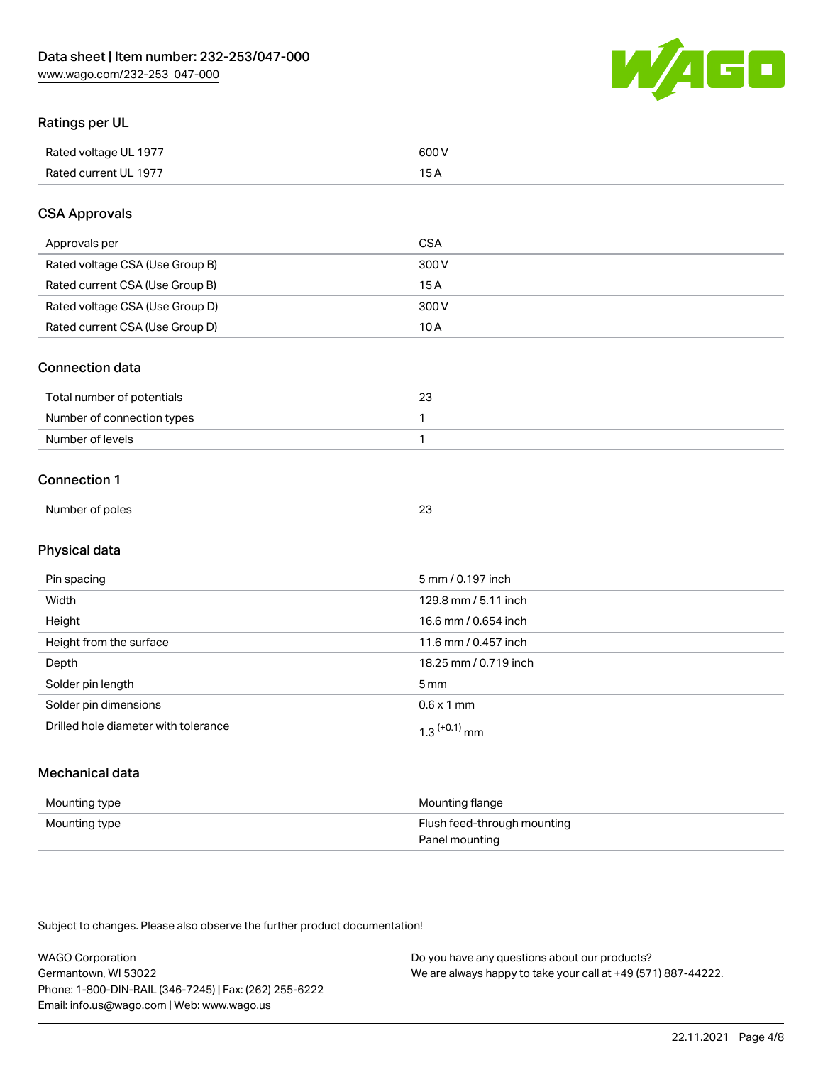## Ratings per UL

| | |
|---|---|
| Rated voltage UL 1977 | 600 V |
| Rated current UL 1977 | 15 A |

## CSA Approvals

| | |
|---|---|
| Approvals per | CSA |
| Rated voltage CSA (Use Group B) | 300 V |
| Rated current CSA (Use Group B) | 15 A |
| Rated voltage CSA (Use Group D) | 300 V |
| Rated current CSA (Use Group D) | 10 A |

## Connection data

| | |
|---|---|
| Total number of potentials | 23 |
| Number of connection types | 1 |
| Number of levels | 1 |

## Connection 1

| | |
|---|---|
| Number of poles | 23 |

## Physical data

| | |
|---|---|
| Pin spacing | 5 mm / 0.197 inch |
| Width | 129.8 mm / 5.11 inch |
| Height | 16.6 mm / 0.654 inch |
| Height from the surface | 11.6 mm / 0.457 inch |
| Depth | 18.25 mm / 0.719 inch |
| Solder pin length | 5 mm |
| Solder pin dimensions | 0.6 x 1 mm |
| Drilled hole diameter with tolerance | $1.3^{(+0.1)}$ mm |

## Mechanical data

| | |
|---|---|
| Mounting type | Mounting flange |
| Mounting type | Flush feed-through mounting<br>Panel mounting |

Subject to changes. Please also observe the further product documentation!

WAGO Corporation
Germantown, WI 53022
Phone: 1-800-DIN-RAIL (346-7245) | Fax: (262) 255-6222
Email: info.us@wago.com | Web: www.wago.us

Do you have any questions about our products?
We are always happy to take your call at +49 (571) 887-44222.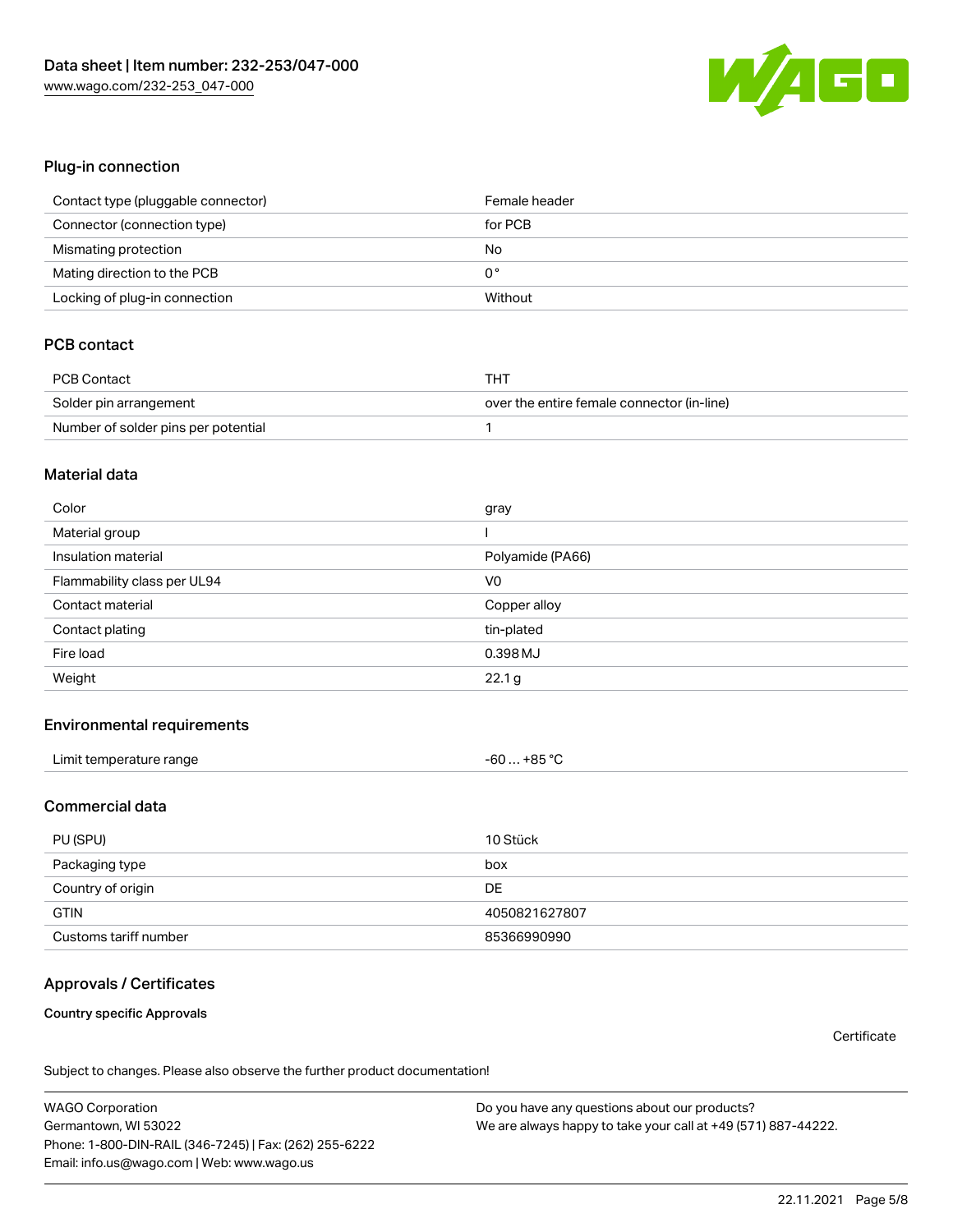## Plug-in connection

| Contact type (pluggable connector) | Female header |
| --- | --- |
| Connector (connection type) | for PCB |
| Mismating protection | No |
| Mating direction to the PCB | 0° |
| Locking of plug-in connection | Without |

## PCB contact

| PCB Contact | THT |
| --- | --- |
| Solder pin arrangement | over the entire female connector (in-line) |
| Number of solder pins per potential | 1 |

## Material data

| Color | gray |
| --- | --- |
| Material group | I |
| Insulation material | Polyamide (PA66) |
| Flammability class per UL94 | V0 |
| Contact material | Copper alloy |
| Contact plating | tin-plated |
| Fire load | 0.398 MJ |
| Weight | 22.1 g |

## Environmental requirements

| Limit temperature range | -60 … +85 °C |
| --- | --- |

## Commercial data

| PU (SPU) | 10 Stück |
| --- | --- |
| Packaging type | box |
| Country of origin | DE |
| GTIN | 4050821627807 |
| Customs tariff number | 85366990990 |

## Approvals / Certificates

**Country specific Approvals**

Certificate

Subject to changes. Please also observe the further product documentation!

WAGO Corporation
Germantown, WI 53022
Phone: 1-800-DIN-RAIL (346-7245) | Fax: (262) 255-6222
Email: info.us@wago.com | Web: www.wago.us

Do you have any questions about our products?
We are always happy to take your call at +49 (571) 887-44222.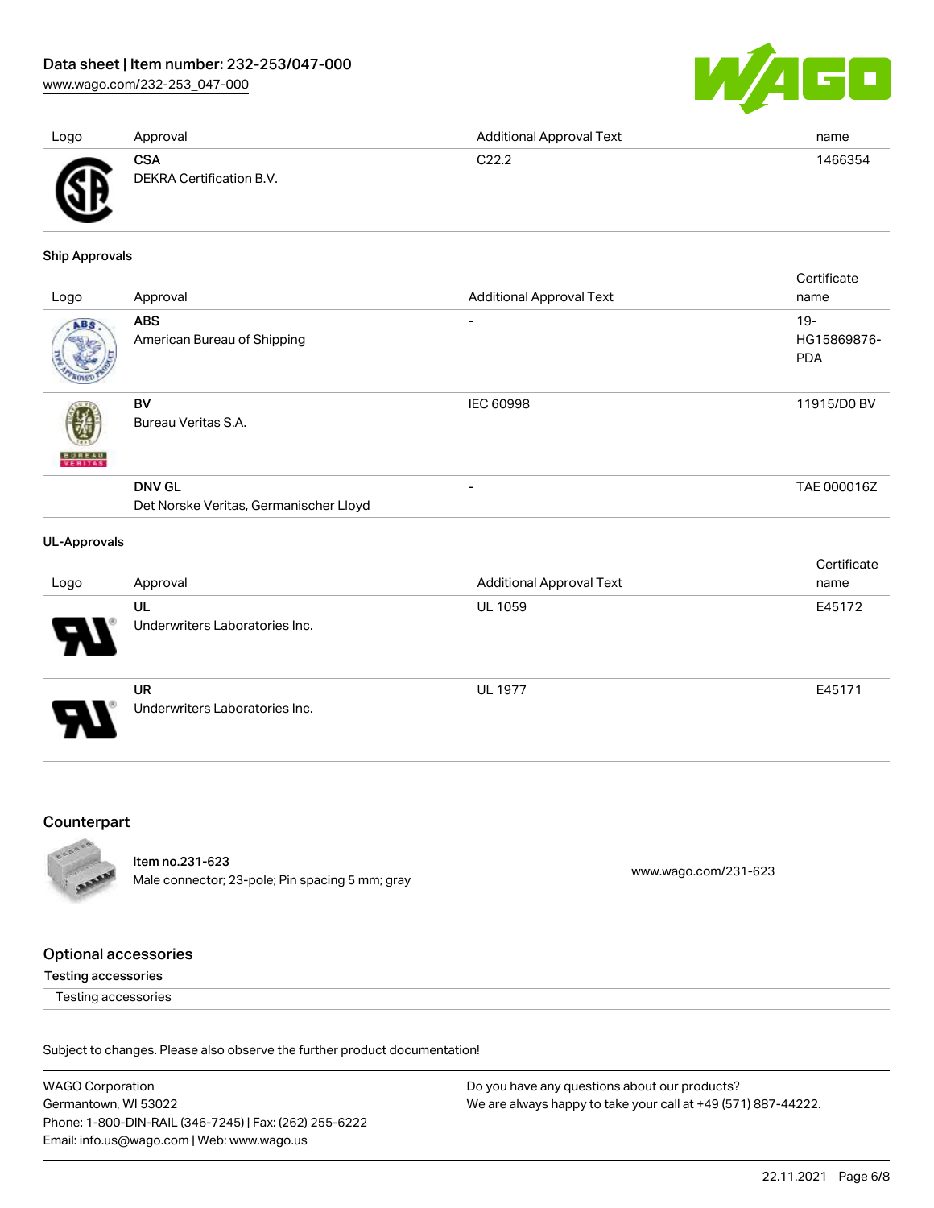| Logo | Approval | Additional Approval Text | name |
| --- | --- | --- | --- |
| | **CSA**<br>DEKRA Certification B.V. | C22.2 | 1466354 |

### Ship Approvals

| Logo | Approval | Additional Approval Text | Certificate name |
| --- | --- | --- | --- |
| | **ABS**<br>American Bureau of Shipping | - | 19-HG15869876-PDA |
| | **BV**<br>Bureau Veritas S.A. | IEC 60998 | 11915/D0 BV |
| | **DNV GL**<br>Det Norske Veritas, Germanischer Lloyd | - | TAE 000016Z |

### UL-Approvals

| Logo | Approval | Additional Approval Text | Certificate name |
| --- | --- | --- | --- |
| | **UL**<br>Underwriters Laboratories Inc. | UL 1059 | E45172 |
| | **UR**<br>Underwriters Laboratories Inc. | UL 1977 | E45171 |

## Counterpart

| | | |
| --- | --- | --- |
| | Item no.231-623<br>Male connector; 23-pole; Pin spacing 5 mm; gray | www.wago.com/231-623 |

## Optional accessories

### Testing accessories

Testing accessories

Subject to changes. Please also observe the further product documentation!

WAGO Corporation
Germantown, WI 53022
Phone: 1-800-DIN-RAIL (346-7245) | Fax: (262) 255-6222
Email: info.us@wago.com | Web: www.wago.us

Do you have any questions about our products?
We are always happy to take your call at +49 (571) 887-44222.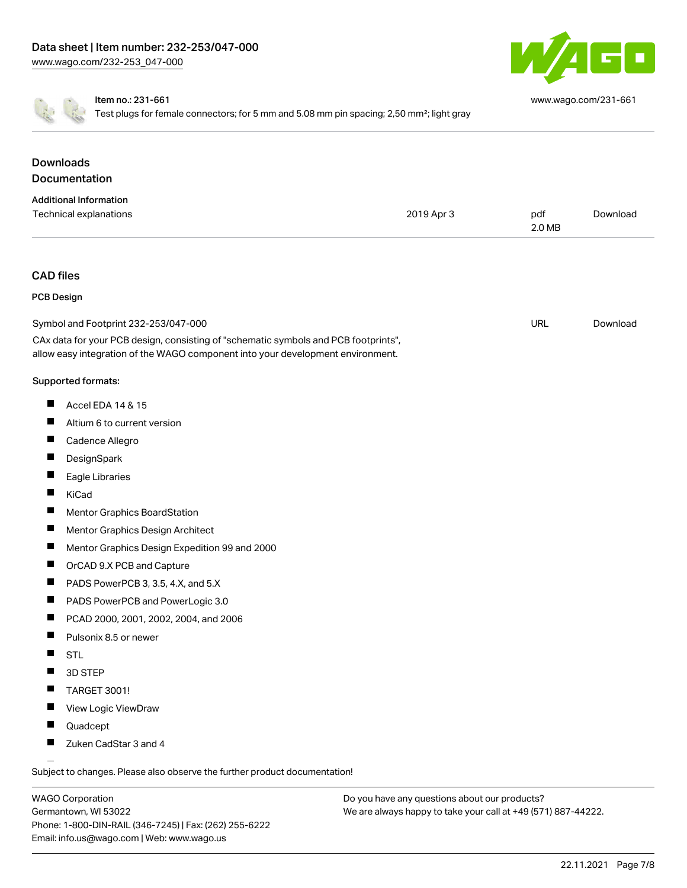Item no.: 231-661
Test plugs for female connectors; for 5 mm and 5.08 mm pin spacing; 2,50 mm²; light gray

www.wago.com/231-661

## Downloads
## Documentation

### Additional Information

| Technical explanations | 2019 Apr 3 | pdf 2.0 MB | Download |
| --- | --- | --- | --- |

## CAD files

### PCB Design

| Symbol and Footprint 232-253/047-000 | URL | Download |
| --- | --- | --- |

CAx data for your PCB design, consisting of "schematic symbols and PCB footprints", allow easy integration of the WAGO component into your development environment.

Supported formats:

- Accel EDA 14 & 15
- Altium 6 to current version
- Cadence Allegro
- DesignSpark
- Eagle Libraries
- KiCad
- Mentor Graphics BoardStation
- Mentor Graphics Design Architect
- Mentor Graphics Design Expedition 99 and 2000
- OrCAD 9.X PCB and Capture
- PADS PowerPCB 3, 3.5, 4.X, and 5.X
- PADS PowerPCB and PowerLogic 3.0
- PCAD 2000, 2001, 2002, 2004, and 2006
- Pulsonix 8.5 or newer
- STL
- 3D STEP
- TARGET 3001!
- View Logic ViewDraw
- Quadcept
- Zuken CadStar 3 and 4

Subject to changes. Please also observe the further product documentation!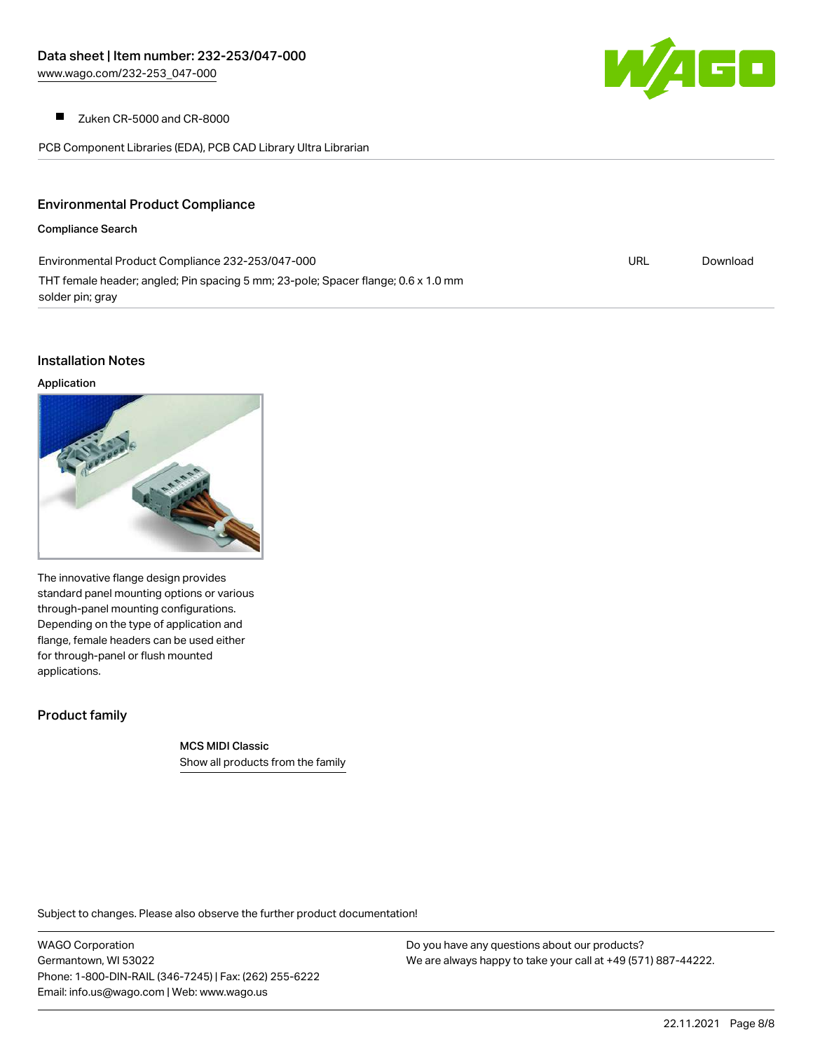- Zuken CR-5000 and CR-8000

PCB Component Libraries (EDA), PCB CAD Library Ultra Librarian

## Environmental Product Compliance

### Compliance Search

| | | |
|---|---|---|
| Environmental Product Compliance 232-253/047-000<br>THT female header; angled; Pin spacing 5 mm; 23-pole; Spacer flange; 0.6 x 1.0 mm solder pin; gray | URL | Download |

## Installation Notes

### Application

The innovative flange design provides standard panel mounting options or various through-panel mounting configurations. Depending on the type of application and flange, female headers can be used either for through-panel or flush mounted applications.

## Product family

MCS MIDI Classic
Show all products from the family

Subject to changes. Please also observe the further product documentation!

WAGO Corporation
Germantown, WI 53022
Phone: 1-800-DIN-RAIL (346-7245) | Fax: (262) 255-6222
Email: info.us@wago.com | Web: www.wago.us

Do you have any questions about our products?
We are always happy to take your call at +49 (571) 887-44222.